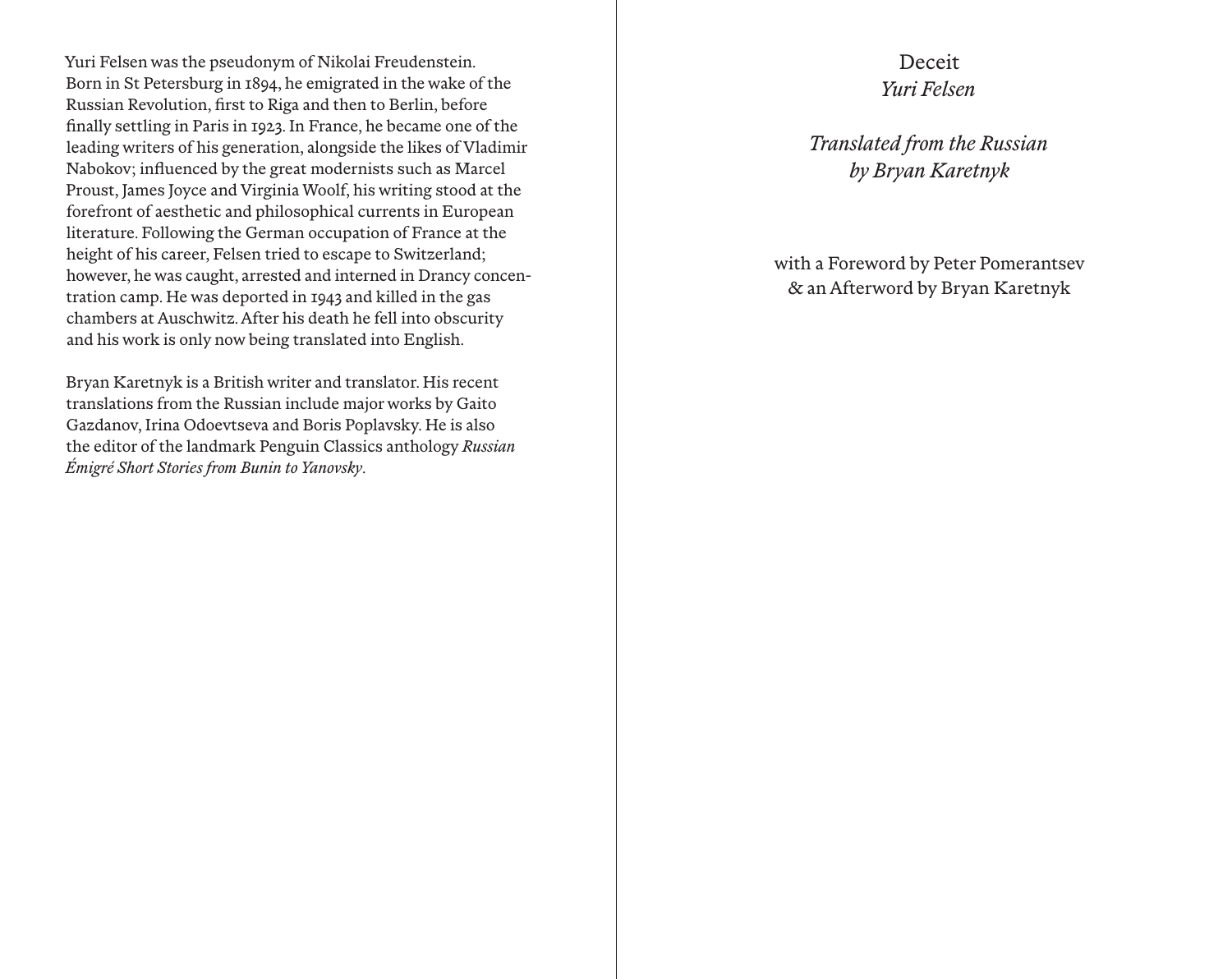Yuri Felsen was the pseudonym of Nikolai Freudenstein. Born in St Petersburg in 1894, he emigrated in the wake of the Russian Revolution, first to Riga and then to Berlin, before finally settling in Paris in 1923. In France, he became one of the leading writers of his generation, alongside the likes of Vladimir Nabokov; influenced by the great modernists such as Marcel Proust, James Joyce and Virginia Woolf, his writing stood at the forefront of aesthetic and philosophical currents in European literature. Following the German occupation of France at the height of his career, Felsen tried to escape to Switzerland; however, he was caught, arrested and interned in Drancy concentration camp. He was deported in 1943 and killed in the gas chambers at Auschwitz. After his death he fell into obscurity and his work is only now being translated into English.

Bryan Karetnyk is a British writer and translator. His recent translations from the Russian include major works by Gaito Gazdanov, Irina Odoevtseva and Boris Poplavsky. He is also the editor of the landmark Penguin Classics anthology *Russian Émigré Short Stories from Bunin to Yanovsky*.

# Deceit

*Yuri Felsen*

*Translated from the Russian by Bryan Karetnyk*

with a Foreword by Peter Pomerantsev & an Afterword by Bryan Karetnyk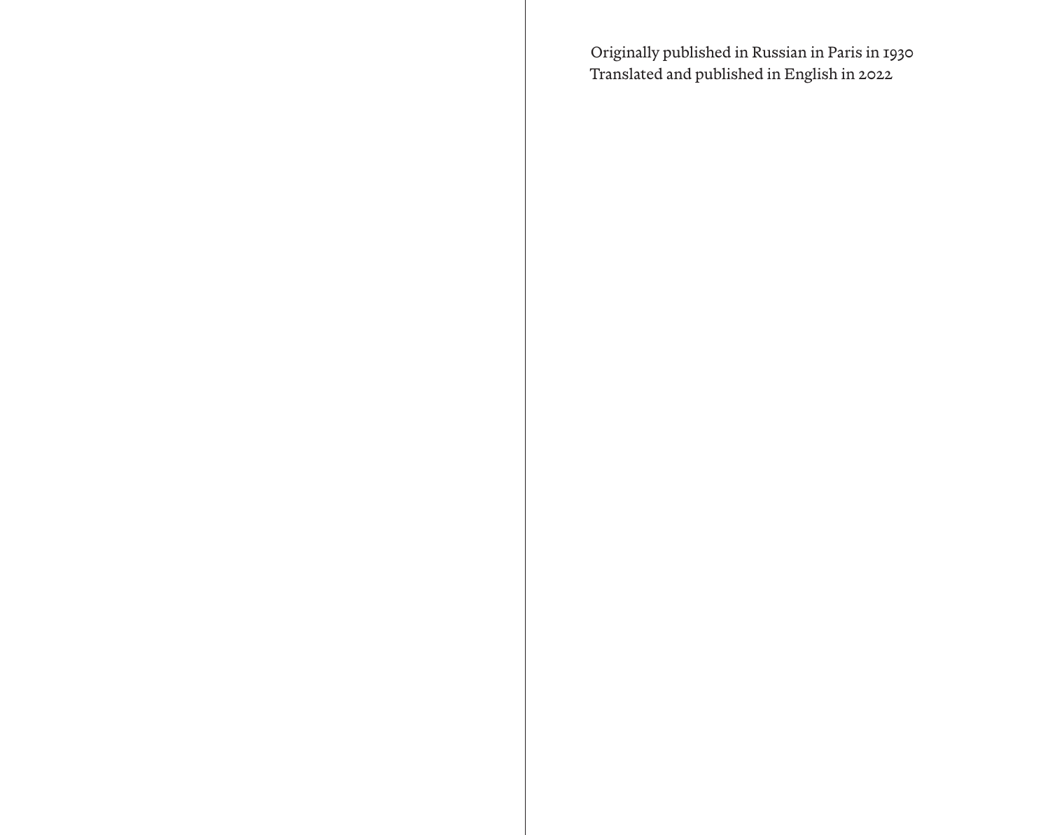Originally published in Russian in Paris in 1930
Translated and published in English in 2022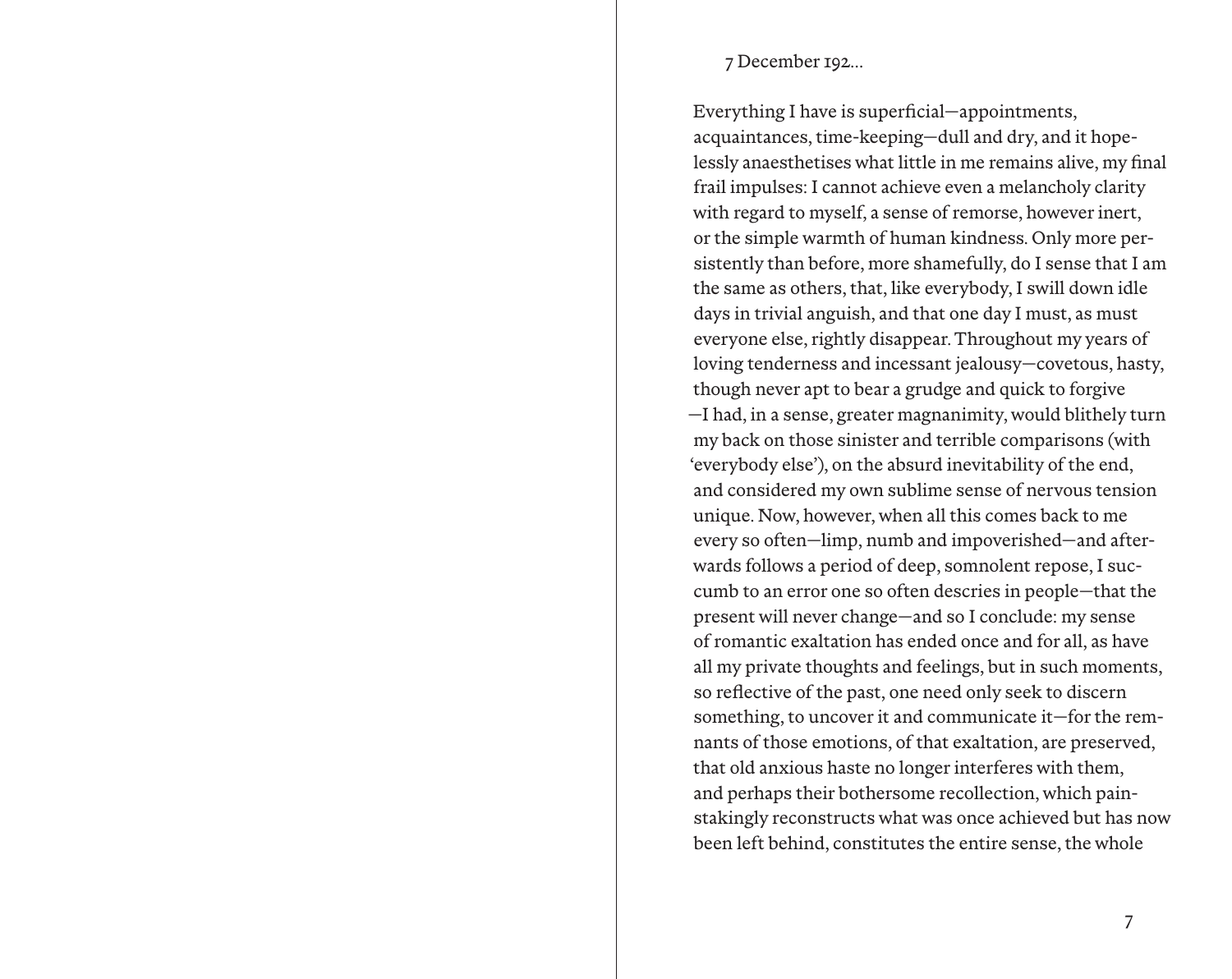7 December 192...

Everything I have is superficial—appointments, acquaintances, time-keeping—dull and dry, and it hopelessly anaesthetises what little in me remains alive, my final frail impulses: I cannot achieve even a melancholy clarity with regard to myself, a sense of remorse, however inert, or the simple warmth of human kindness. Only more persistently than before, more shamefully, do I sense that I am the same as others, that, like everybody, I swill down idle days in trivial anguish, and that one day I must, as must everyone else, rightly disappear. Throughout my years of loving tenderness and incessant jealousy—covetous, hasty, though never apt to bear a grudge and quick to forgive —I had, in a sense, greater magnanimity, would blithely turn my back on those sinister and terrible comparisons (with 'everybody else'), on the absurd inevitability of the end, and considered my own sublime sense of nervous tension unique. Now, however, when all this comes back to me every so often—limp, numb and impoverished—and afterwards follows a period of deep, somnolent repose, I succumb to an error one so often descries in people—that the present will never change—and so I conclude: my sense of romantic exaltation has ended once and for all, as have all my private thoughts and feelings, but in such moments, so reflective of the past, one need only seek to discern something, to uncover it and communicate it—for the remnants of those emotions, of that exaltation, are preserved, that old anxious haste no longer interferes with them, and perhaps their bothersome recollection, which painstakingly reconstructs what was once achieved but has now been left behind, constitutes the entire sense, the whole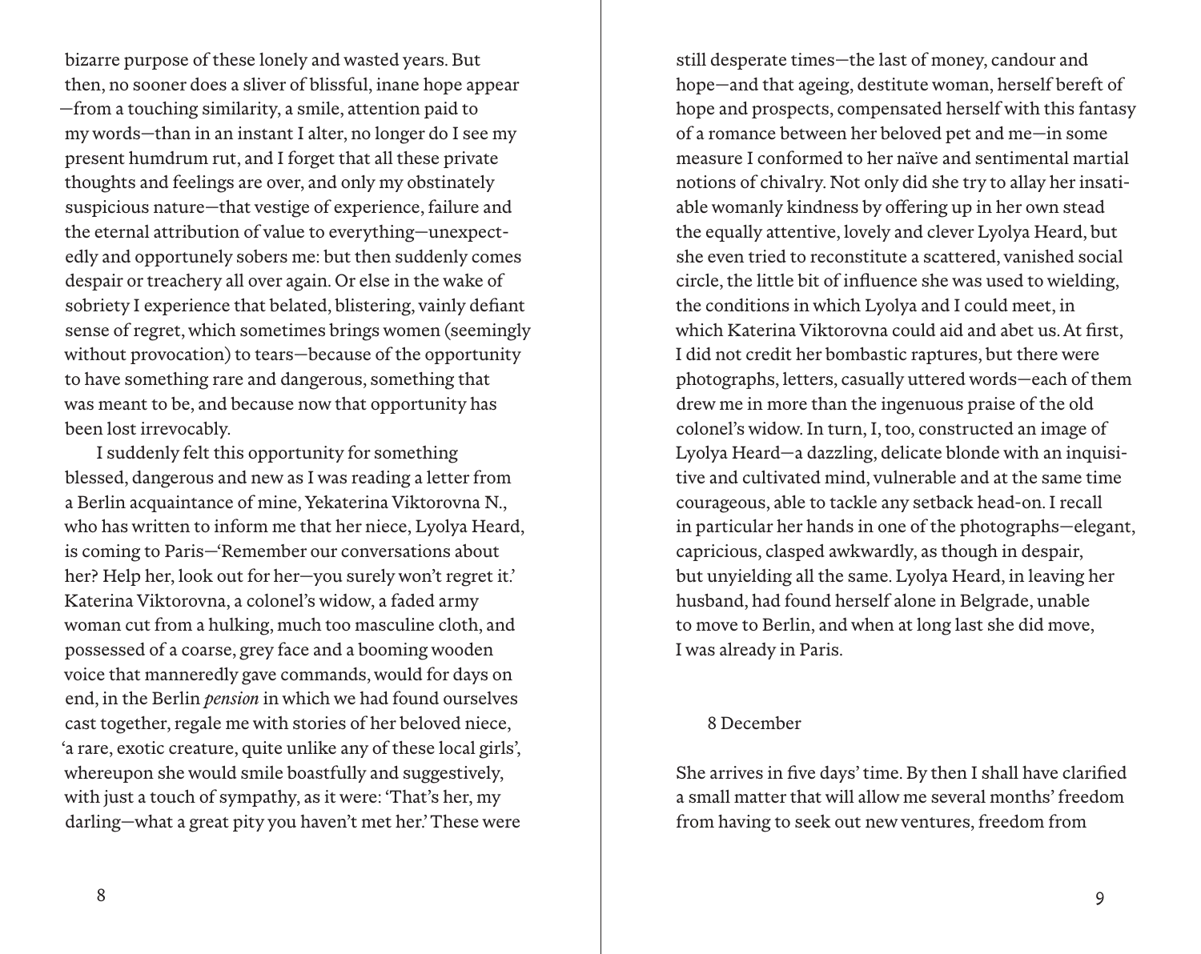bizarre purpose of these lonely and wasted years. But then, no sooner does a sliver of blissful, inane hope appear—from a touching similarity, a smile, attention paid to my words—than in an instant I alter, no longer do I see my present humdrum rut, and I forget that all these private thoughts and feelings are over, and only my obstinately suspicious nature—that vestige of experience, failure and the eternal attribution of value to everything—unexpectedly and opportunely sobers me: but then suddenly comes despair or treachery all over again. Or else in the wake of sobriety I experience that belated, blistering, vainly defiant sense of regret, which sometimes brings women (seemingly without provocation) to tears—because of the opportunity to have something rare and dangerous, something that was meant to be, and because now that opportunity has been lost irrevocably.

I suddenly felt this opportunity for something blessed, dangerous and new as I was reading a letter from a Berlin acquaintance of mine, Yekaterina Viktorovna N., who has written to inform me that her niece, Lyolya Heard, is coming to Paris—'Remember our conversations about her? Help her, look out for her—you surely won't regret it.' Katerina Viktorovna, a colonel's widow, a faded army woman cut from a hulking, much too masculine cloth, and possessed of a coarse, grey face and a booming wooden voice that manneredly gave commands, would for days on end, in the Berlin *pension* in which we had found ourselves cast together, regale me with stories of her beloved niece, 'a rare, exotic creature, quite unlike any of these local girls', whereupon she would smile boastfully and suggestively, with just a touch of sympathy, as it were: 'That's her, my darling—what a great pity you haven't met her.' These were still desperate times—the last of money, candour and hope—and that ageing, destitute woman, herself bereft of hope and prospects, compensated herself with this fantasy of a romance between her beloved pet and me—in some measure I conformed to her naïve and sentimental martial notions of chivalry. Not only did she try to allay her insatiable womanly kindness by offering up in her own stead the equally attentive, lovely and clever Lyolya Heard, but she even tried to reconstitute a scattered, vanished social circle, the little bit of influence she was used to wielding, the conditions in which Lyolya and I could meet, in which Katerina Viktorovna could aid and abet us. At first, I did not credit her bombastic raptures, but there were photographs, letters, casually uttered words—each of them drew me in more than the ingenuous praise of the old colonel's widow. In turn, I, too, constructed an image of Lyolya Heard—a dazzling, delicate blonde with an inquisitive and cultivated mind, vulnerable and at the same time courageous, able to tackle any setback head-on. I recall in particular her hands in one of the photographs—elegant, capricious, clasped awkwardly, as though in despair, but unyielding all the same. Lyolya Heard, in leaving her husband, had found herself alone in Belgrade, unable to move to Berlin, and when at long last she did move, I was already in Paris.

8 December

She arrives in five days' time. By then I shall have clarified a small matter that will allow me several months' freedom from having to seek out new ventures, freedom from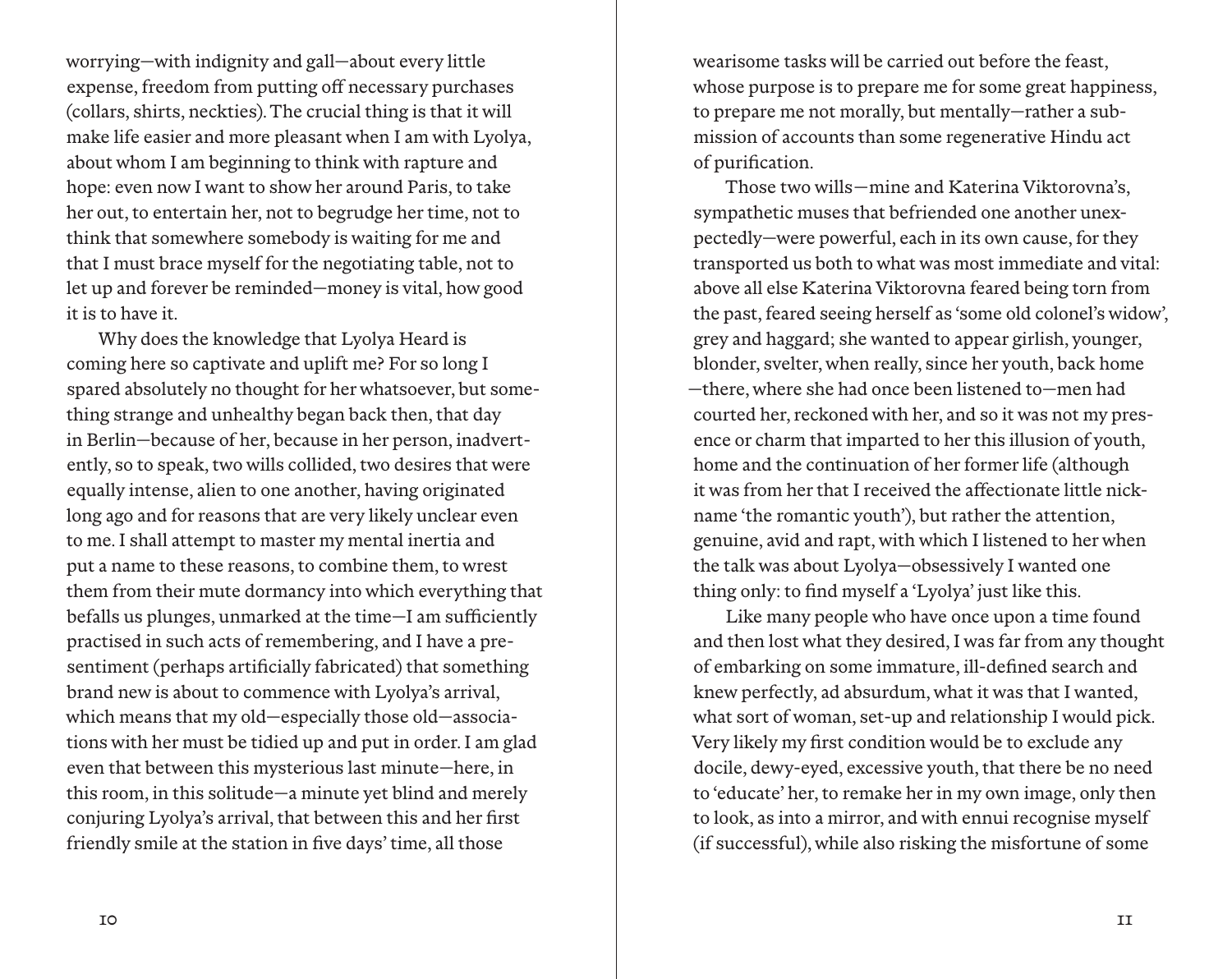worrying—with indignity and gall—about every little expense, freedom from putting off necessary purchases (collars, shirts, neckties). The crucial thing is that it will make life easier and more pleasant when I am with Lyolya, about whom I am beginning to think with rapture and hope: even now I want to show her around Paris, to take her out, to entertain her, not to begrudge her time, not to think that somewhere somebody is waiting for me and that I must brace myself for the negotiating table, not to let up and forever be reminded—money is vital, how good it is to have it.

Why does the knowledge that Lyolya Heard is coming here so captivate and uplift me? For so long I spared absolutely no thought for her whatsoever, but something strange and unhealthy began back then, that day in Berlin—because of her, because in her person, inadvertently, so to speak, two wills collided, two desires that were equally intense, alien to one another, having originated long ago and for reasons that are very likely unclear even to me. I shall attempt to master my mental inertia and put a name to these reasons, to combine them, to wrest them from their mute dormancy into which everything that befalls us plunges, unmarked at the time—I am sufficiently practised in such acts of remembering, and I have a presentiment (perhaps artificially fabricated) that something brand new is about to commence with Lyolya's arrival, which means that my old—especially those old—associations with her must be tidied up and put in order. I am glad even that between this mysterious last minute—here, in this room, in this solitude—a minute yet blind and merely conjuring Lyolya's arrival, that between this and her first friendly smile at the station in five days' time, all those wearisome tasks will be carried out before the feast, whose purpose is to prepare me for some great happiness, to prepare me not morally, but mentally—rather a submission of accounts than some regenerative Hindu act of purification.

Those two wills—mine and Katerina Viktorovna's, sympathetic muses that befriended one another unexpectedly—were powerful, each in its own cause, for they transported us both to what was most immediate and vital: above all else Katerina Viktorovna feared being torn from the past, feared seeing herself as 'some old colonel's widow', grey and haggard; she wanted to appear girlish, younger, blonder, svelter, when really, since her youth, back home—there, where she had once been listened to—men had courted her, reckoned with her, and so it was not my presence or charm that imparted to her this illusion of youth, home and the continuation of her former life (although it was from her that I received the affectionate little nickname 'the romantic youth'), but rather the attention, genuine, avid and rapt, with which I listened to her when the talk was about Lyolya—obsessively I wanted one thing only: to find myself a 'Lyolya' just like this.

Like many people who have once upon a time found and then lost what they desired, I was far from any thought of embarking on some immature, ill-defined search and knew perfectly, ad absurdum, what it was that I wanted, what sort of woman, set-up and relationship I would pick. Very likely my first condition would be to exclude any docile, dewy-eyed, excessive youth, that there be no need to 'educate' her, to remake her in my own image, only then to look, as into a mirror, and with ennui recognise myself (if successful), while also risking the misfortune of some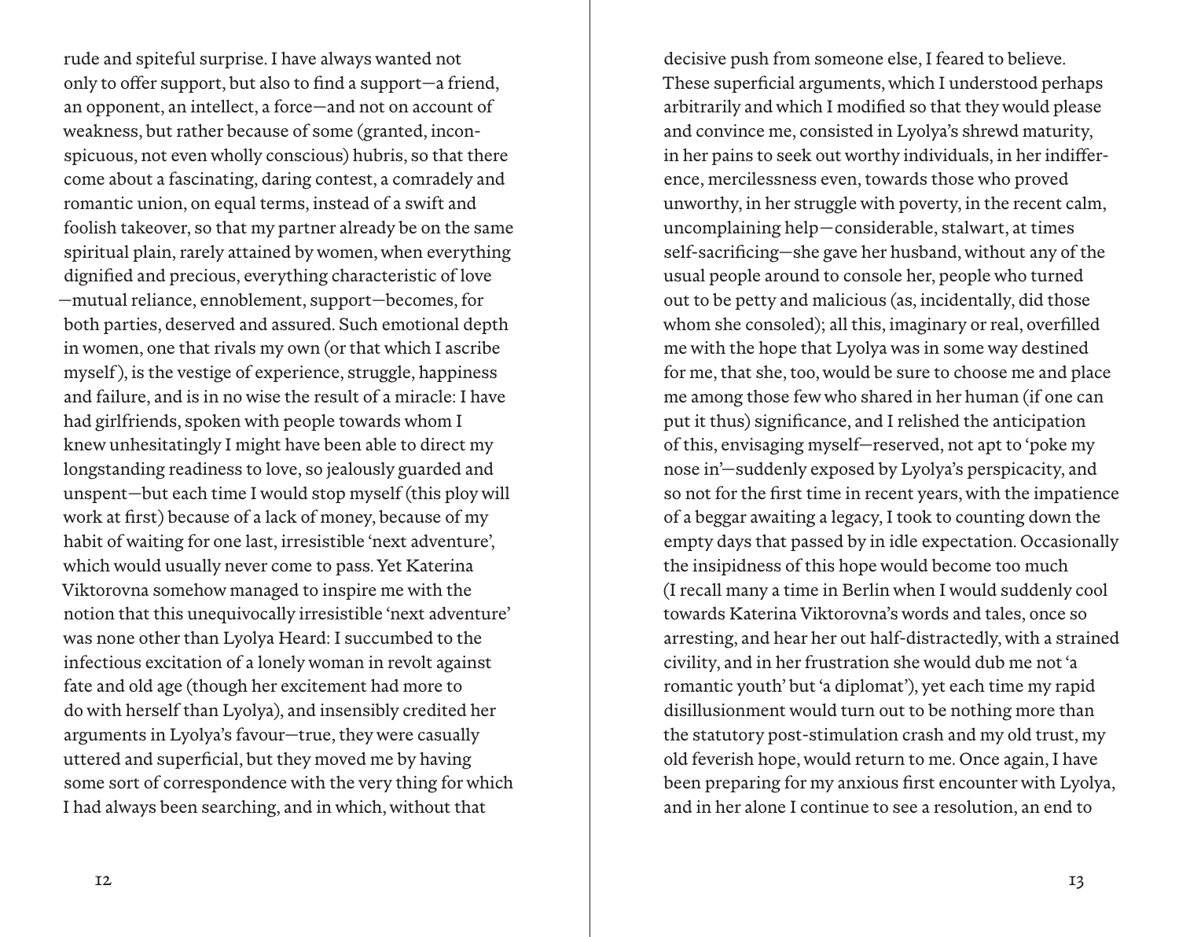rude and spiteful surprise. I have always wanted not only to offer support, but also to find a support—a friend, an opponent, an intellect, a force—and not on account of weakness, but rather because of some (granted, inconspicuous, not even wholly conscious) hubris, so that there come about a fascinating, daring contest, a comradely and romantic union, on equal terms, instead of a swift and foolish takeover, so that my partner already be on the same spiritual plain, rarely attained by women, when everything dignified and precious, everything characteristic of love—mutual reliance, ennoblement, support—becomes, for both parties, deserved and assured. Such emotional depth in women, one that rivals my own (or that which I ascribe myself), is the vestige of experience, struggle, happiness and failure, and is in no wise the result of a miracle: I have had girlfriends, spoken with people towards whom I knew unhesitatingly I might have been able to direct my longstanding readiness to love, so jealously guarded and unspent—but each time I would stop myself (this ploy will work at first) because of a lack of money, because of my habit of waiting for one last, irresistible 'next adventure', which would usually never come to pass. Yet Katerina Viktorovna somehow managed to inspire me with the notion that this unequivocally irresistible 'next adventure' was none other than Lyolya Heard: I succumbed to the infectious excitation of a lonely woman in revolt against fate and old age (though her excitement had more to do with herself than Lyolya), and insensibly credited her arguments in Lyolya's favour—true, they were casually uttered and superficial, but they moved me by having some sort of correspondence with the very thing for which I had always been searching, and in which, without that decisive push from someone else, I feared to believe. These superficial arguments, which I understood perhaps arbitrarily and which I modified so that they would please and convince me, consisted in Lyolya's shrewd maturity, in her pains to seek out worthy individuals, in her indifference, mercilessness even, towards those who proved unworthy, in her struggle with poverty, in the recent calm, uncomplaining help—considerable, stalwart, at times self-sacrificing—she gave her husband, without any of the usual people around to console her, people who turned out to be petty and malicious (as, incidentally, did those whom she consoled); all this, imaginary or real, overfilled me with the hope that Lyolya was in some way destined for me, that she, too, would be sure to choose me and place me among those few who shared in her human (if one can put it thus) significance, and I relished the anticipation of this, envisaging myself—reserved, not apt to 'poke my nose in'—suddenly exposed by Lyolya's perspicacity, and so not for the first time in recent years, with the impatience of a beggar awaiting a legacy, I took to counting down the empty days that passed by in idle expectation. Occasionally the insipidness of this hope would become too much (I recall many a time in Berlin when I would suddenly cool towards Katerina Viktorovna's words and tales, once so arresting, and hear her out half-distractedly, with a strained civility, and in her frustration she would dub me not 'a romantic youth' but 'a diplomat'), yet each time my rapid disillusionment would turn out to be nothing more than the statutory post-stimulation crash and my old trust, my old feverish hope, would return to me. Once again, I have been preparing for my anxious first encounter with Lyolya, and in her alone I continue to see a resolution, an end to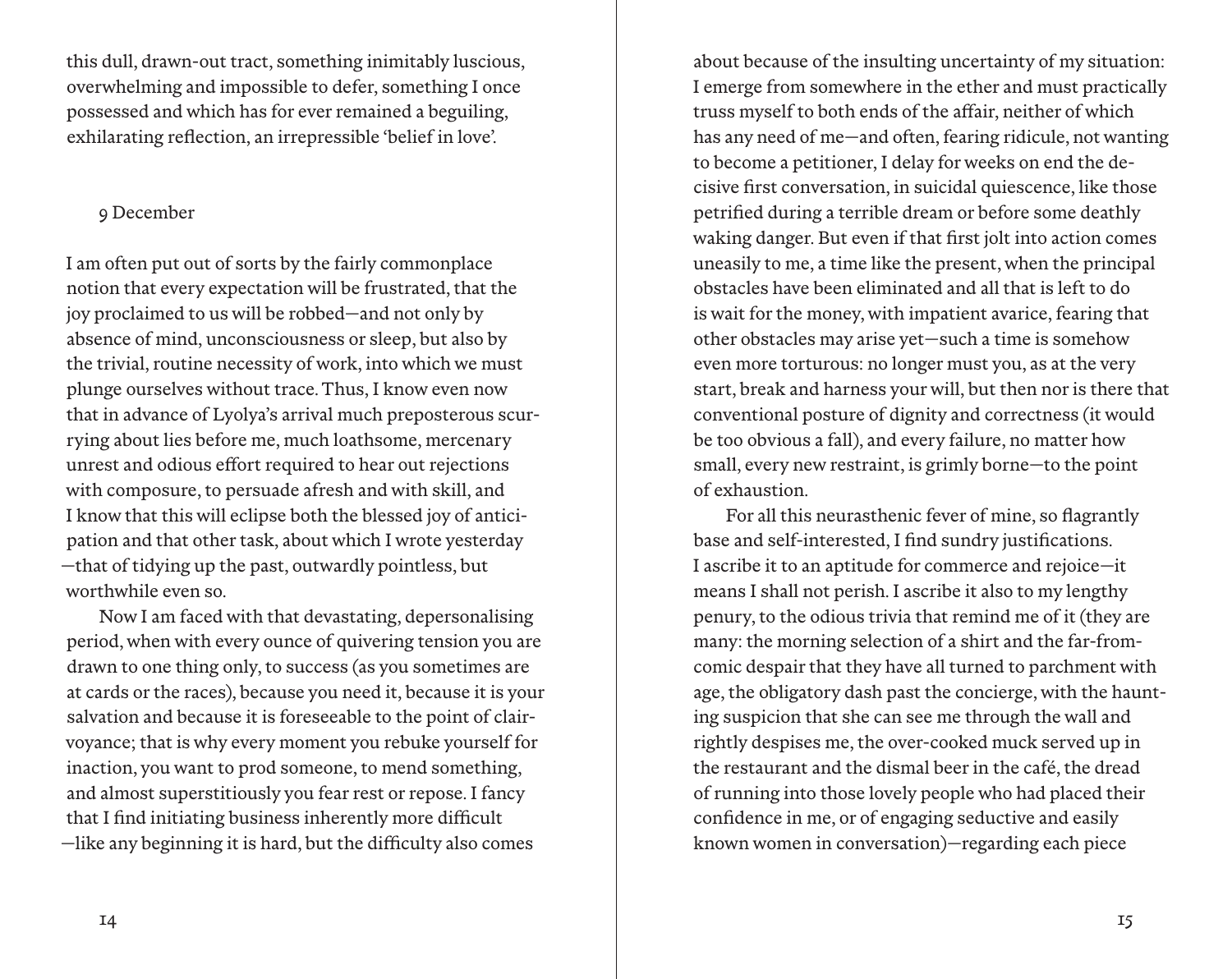this dull, drawn-out tract, something inimitably luscious, overwhelming and impossible to defer, something I once possessed and which has for ever remained a beguiling, exhilarating reflection, an irrepressible 'belief in love'.

9 December

I am often put out of sorts by the fairly commonplace notion that every expectation will be frustrated, that the joy proclaimed to us will be robbed—and not only by absence of mind, unconsciousness or sleep, but also by the trivial, routine necessity of work, into which we must plunge ourselves without trace. Thus, I know even now that in advance of Lyolya's arrival much preposterous scurrying about lies before me, much loathsome, mercenary unrest and odious effort required to hear out rejections with composure, to persuade afresh and with skill, and I know that this will eclipse both the blessed joy of anticipation and that other task, about which I wrote yesterday—that of tidying up the past, outwardly pointless, but worthwhile even so.

Now I am faced with that devastating, depersonalising period, when with every ounce of quivering tension you are drawn to one thing only, to success (as you sometimes are at cards or the races), because you need it, because it is your salvation and because it is foreseeable to the point of clairvoyance; that is why every moment you rebuke yourself for inaction, you want to prod someone, to mend something, and almost superstitiously you fear rest or repose. I fancy that I find initiating business inherently more difficult—like any beginning it is hard, but the difficulty also comes about because of the insulting uncertainty of my situation: I emerge from somewhere in the ether and must practically truss myself to both ends of the affair, neither of which has any need of me—and often, fearing ridicule, not wanting to become a petitioner, I delay for weeks on end the decisive first conversation, in suicidal quiescence, like those petrified during a terrible dream or before some deathly waking danger. But even if that first jolt into action comes uneasily to me, a time like the present, when the principal obstacles have been eliminated and all that is left to do is wait for the money, with impatient avarice, fearing that other obstacles may arise yet—such a time is somehow even more torturous: no longer must you, as at the very start, break and harness your will, but then nor is there that conventional posture of dignity and correctness (it would be too obvious a fall), and every failure, no matter how small, every new restraint, is grimly borne—to the point of exhaustion.

For all this neurasthenic fever of mine, so flagrantly base and self-interested, I find sundry justifications. I ascribe it to an aptitude for commerce and rejoice—it means I shall not perish. I ascribe it also to my lengthy penury, to the odious trivia that remind me of it (they are many: the morning selection of a shirt and the far-from-comic despair that they have all turned to parchment with age, the obligatory dash past the concierge, with the haunting suspicion that she can see me through the wall and rightly despises me, the over-cooked muck served up in the restaurant and the dismal beer in the café, the dread of running into those lovely people who had placed their confidence in me, or of engaging seductive and easily known women in conversation)—regarding each piece